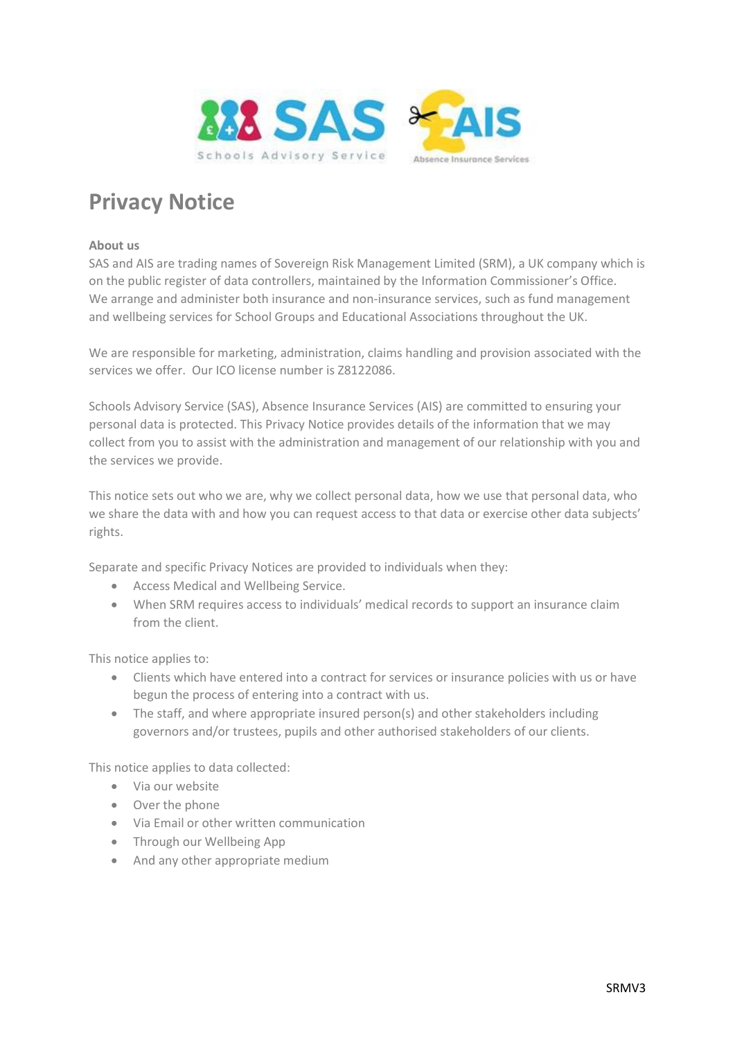# Privacy Notice

**About us**

SAS and AIS are trading names of Sovereign Risk Management Limited (SRM), a UK company which is on the public register of data controllers, maintained by the Information Commissioner's Office. We arrange and administer both insurance and non-insurance services, such as fund management and wellbeing services for School Groups and Educational Associations throughout the UK.

We are responsible for marketing, administration, claims handling and provision associated with the services we offer. Our ICO license number is Z8122086.

Schools Advisory Service (SAS), Absence Insurance Services (AIS) are committed to ensuring your personal data is protected. This Privacy Notice provides details of the information that we may collect from you to assist with the administration and management of our relationship with you and the services we provide.

This notice sets out who we are, why we collect personal data, how we use that personal data, who we share the data with and how you can request access to that data or exercise other data subjects' rights.

Separate and specific Privacy Notices are provided to individuals when they:

- Access Medical and Wellbeing Service.
- When SRM requires access to individuals' medical records to support an insurance claim from the client.

This notice applies to:

- Clients which have entered into a contract for services or insurance policies with us or have begun the process of entering into a contract with us.
- The staff, and where appropriate insured person(s) and other stakeholders including governors and/or trustees, pupils and other authorised stakeholders of our clients.

This notice applies to data collected:

- Via our website
- Over the phone
- Via Email or other written communication
- Through our Wellbeing App
- And any other appropriate medium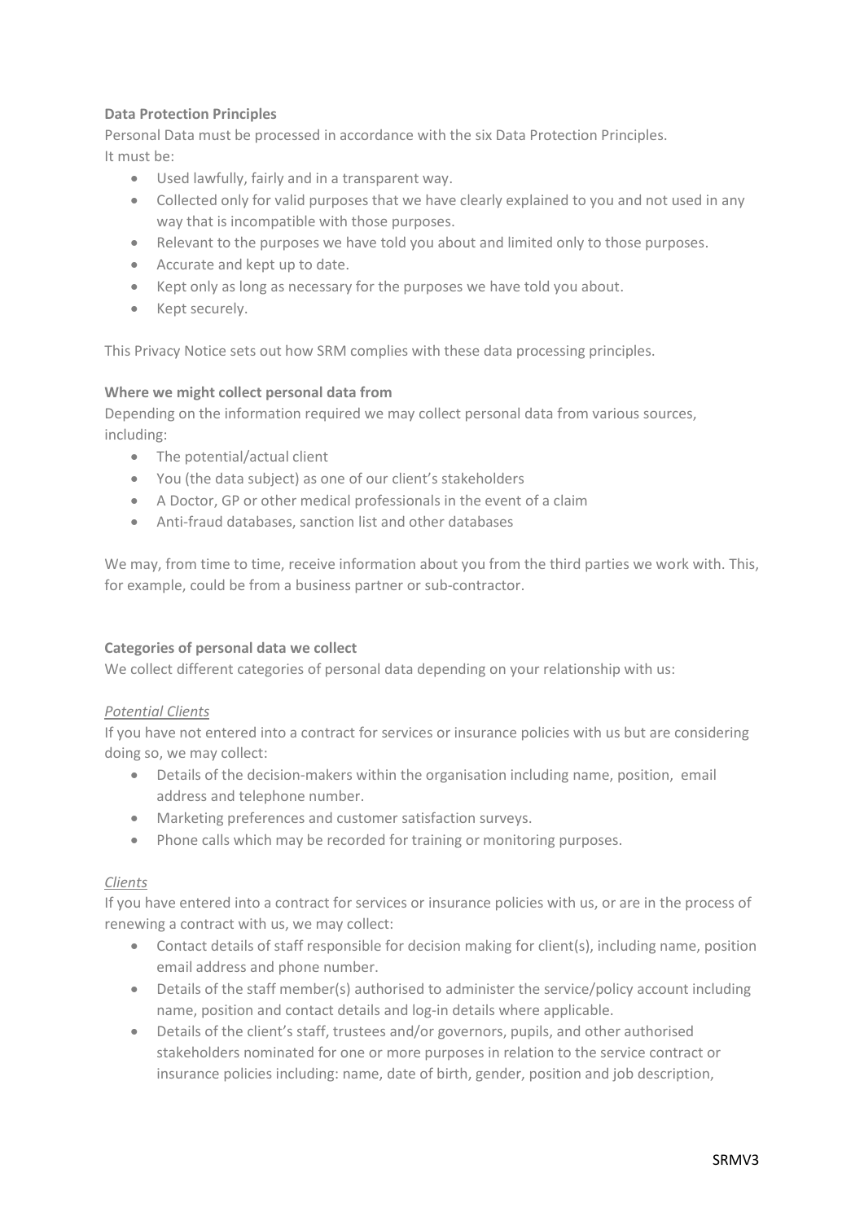**Data Protection Principles**

Personal Data must be processed in accordance with the six Data Protection Principles.
It must be:

- Used lawfully, fairly and in a transparent way.
- Collected only for valid purposes that we have clearly explained to you and not used in any way that is incompatible with those purposes.
- Relevant to the purposes we have told you about and limited only to those purposes.
- Accurate and kept up to date.
- Kept only as long as necessary for the purposes we have told you about.
- Kept securely.

This Privacy Notice sets out how SRM complies with these data processing principles.

**Where we might collect personal data from**

Depending on the information required we may collect personal data from various sources, including:

- The potential/actual client
- You (the data subject) as one of our client's stakeholders
- A Doctor, GP or other medical professionals in the event of a claim
- Anti-fraud databases, sanction list and other databases

We may, from time to time, receive information about you from the third parties we work with. This, for example, could be from a business partner or sub-contractor.

**Categories of personal data we collect**

We collect different categories of personal data depending on your relationship with us:

*Potential Clients*

If you have not entered into a contract for services or insurance policies with us but are considering doing so, we may collect:

- Details of the decision-makers within the organisation including name, position, email address and telephone number.
- Marketing preferences and customer satisfaction surveys.
- Phone calls which may be recorded for training or monitoring purposes.

*Clients*

If you have entered into a contract for services or insurance policies with us, or are in the process of renewing a contract with us, we may collect:

- Contact details of staff responsible for decision making for client(s), including name, position email address and phone number.
- Details of the staff member(s) authorised to administer the service/policy account including name, position and contact details and log-in details where applicable.
- Details of the client's staff, trustees and/or governors, pupils, and other authorised stakeholders nominated for one or more purposes in relation to the service contract or insurance policies including: name, date of birth, gender, position and job description,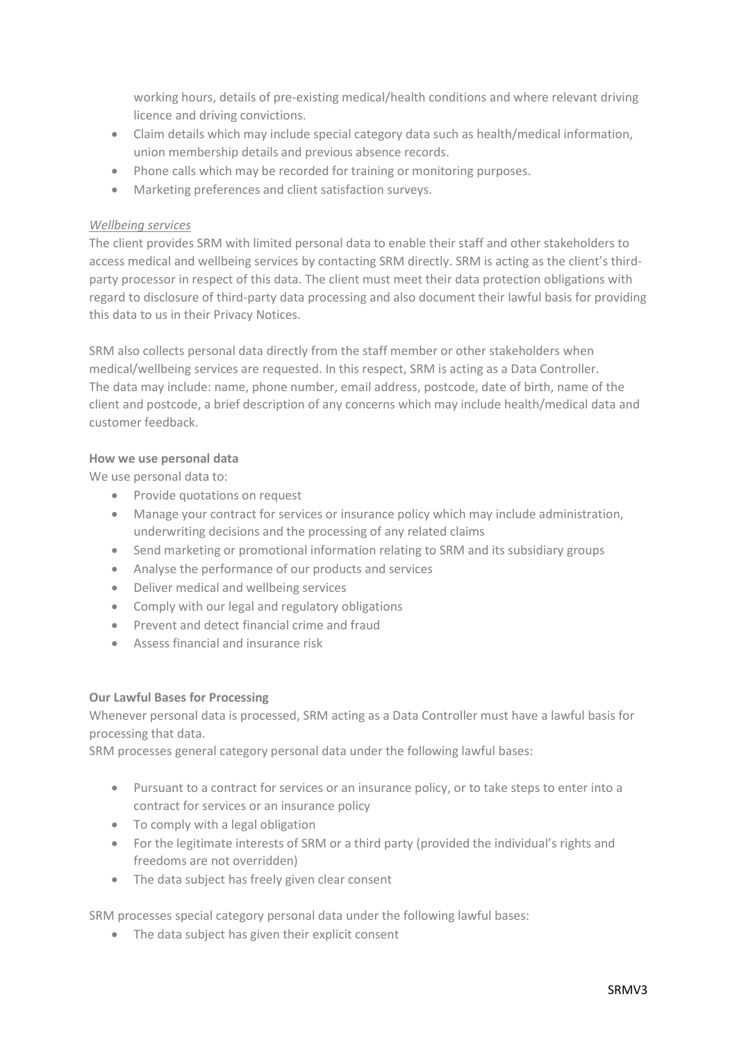working hours, details of pre-existing medical/health conditions and where relevant driving licence and driving convictions.

- Claim details which may include special category data such as health/medical information, union membership details and previous absence records.
- Phone calls which may be recorded for training or monitoring purposes.
- Marketing preferences and client satisfaction surveys.

*Wellbeing services*

The client provides SRM with limited personal data to enable their staff and other stakeholders to access medical and wellbeing services by contacting SRM directly. SRM is acting as the client's third-party processor in respect of this data. The client must meet their data protection obligations with regard to disclosure of third-party data processing and also document their lawful basis for providing this data to us in their Privacy Notices.

SRM also collects personal data directly from the staff member or other stakeholders when medical/wellbeing services are requested. In this respect, SRM is acting as a Data Controller. The data may include: name, phone number, email address, postcode, date of birth, name of the client and postcode, a brief description of any concerns which may include health/medical data and customer feedback.

**How we use personal data**

We use personal data to:

- Provide quotations on request
- Manage your contract for services or insurance policy which may include administration, underwriting decisions and the processing of any related claims
- Send marketing or promotional information relating to SRM and its subsidiary groups
- Analyse the performance of our products and services
- Deliver medical and wellbeing services
- Comply with our legal and regulatory obligations
- Prevent and detect financial crime and fraud
- Assess financial and insurance risk

**Our Lawful Bases for Processing**

Whenever personal data is processed, SRM acting as a Data Controller must have a lawful basis for processing that data.

SRM processes general category personal data under the following lawful bases:

- Pursuant to a contract for services or an insurance policy, or to take steps to enter into a contract for services or an insurance policy
- To comply with a legal obligation
- For the legitimate interests of SRM or a third party (provided the individual's rights and freedoms are not overridden)
- The data subject has freely given clear consent

SRM processes special category personal data under the following lawful bases:

- The data subject has given their explicit consent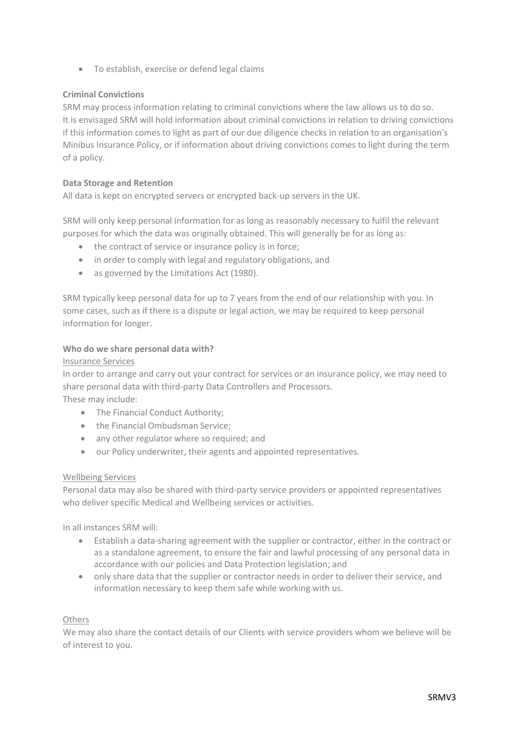- To establish, exercise or defend legal claims

**Criminal Convictions**

SRM may process information relating to criminal convictions where the law allows us to do so. It is envisaged SRM will hold information about criminal convictions in relation to driving convictions if this information comes to light as part of our due diligence checks in relation to an organisation's Minibus Insurance Policy, or if information about driving convictions comes to light during the term of a policy.

**Data Storage and Retention**

All data is kept on encrypted servers or encrypted back-up servers in the UK.

SRM will only keep personal information for as long as reasonably necessary to fulfil the relevant purposes for which the data was originally obtained. This will generally be for as long as:

- the contract of service or insurance policy is in force;
- in order to comply with legal and regulatory obligations, and
- as governed by the Limitations Act (1980).

SRM typically keep personal data for up to 7 years from the end of our relationship with you. In some cases, such as if there is a dispute or legal action, we may be required to keep personal information for longer.

**Who do we share personal data with?**

Insurance Services

In order to arrange and carry out your contract for services or an insurance policy, we may need to share personal data with third-party Data Controllers and Processors.
These may include:

- The Financial Conduct Authority;
- the Financial Ombudsman Service;
- any other regulator where so required; and
- our Policy underwriter, their agents and appointed representatives.

Wellbeing Services

Personal data may also be shared with third-party service providers or appointed representatives who deliver specific Medical and Wellbeing services or activities.

In all instances SRM will:

- Establish a data-sharing agreement with the supplier or contractor, either in the contract or as a standalone agreement, to ensure the fair and lawful processing of any personal data in accordance with our policies and Data Protection legislation; and
- only share data that the supplier or contractor needs in order to deliver their service, and information necessary to keep them safe while working with us.

Others

We may also share the contact details of our Clients with service providers whom we believe will be of interest to you.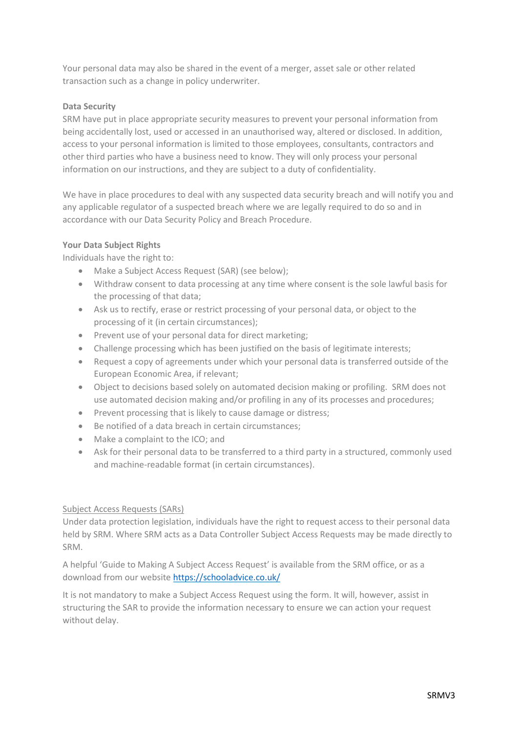Your personal data may also be shared in the event of a merger, asset sale or other related transaction such as a change in policy underwriter.

**Data Security**

SRM have put in place appropriate security measures to prevent your personal information from being accidentally lost, used or accessed in an unauthorised way, altered or disclosed. In addition, access to your personal information is limited to those employees, consultants, contractors and other third parties who have a business need to know. They will only process your personal information on our instructions, and they are subject to a duty of confidentiality.

We have in place procedures to deal with any suspected data security breach and will notify you and any applicable regulator of a suspected breach where we are legally required to do so and in accordance with our Data Security Policy and Breach Procedure.

**Your Data Subject Rights**

Individuals have the right to:

- Make a Subject Access Request (SAR) (see below);
- Withdraw consent to data processing at any time where consent is the sole lawful basis for the processing of that data;
- Ask us to rectify, erase or restrict processing of your personal data, or object to the processing of it (in certain circumstances);
- Prevent use of your personal data for direct marketing;
- Challenge processing which has been justified on the basis of legitimate interests;
- Request a copy of agreements under which your personal data is transferred outside of the European Economic Area, if relevant;
- Object to decisions based solely on automated decision making or profiling. SRM does not use automated decision making and/or profiling in any of its processes and procedures;
- Prevent processing that is likely to cause damage or distress;
- Be notified of a data breach in certain circumstances;
- Make a complaint to the ICO; and
- Ask for their personal data to be transferred to a third party in a structured, commonly used and machine-readable format (in certain circumstances).

<u>Subject Access Requests (SARs)</u>

Under data protection legislation, individuals have the right to request access to their personal data held by SRM. Where SRM acts as a Data Controller Subject Access Requests may be made directly to SRM.

A helpful 'Guide to Making A Subject Access Request' is available from the SRM office, or as a download from our website [https://schooladvice.co.uk/](https://schooladvice.co.uk/)

It is not mandatory to make a Subject Access Request using the form. It will, however, assist in structuring the SAR to provide the information necessary to ensure we can action your request without delay.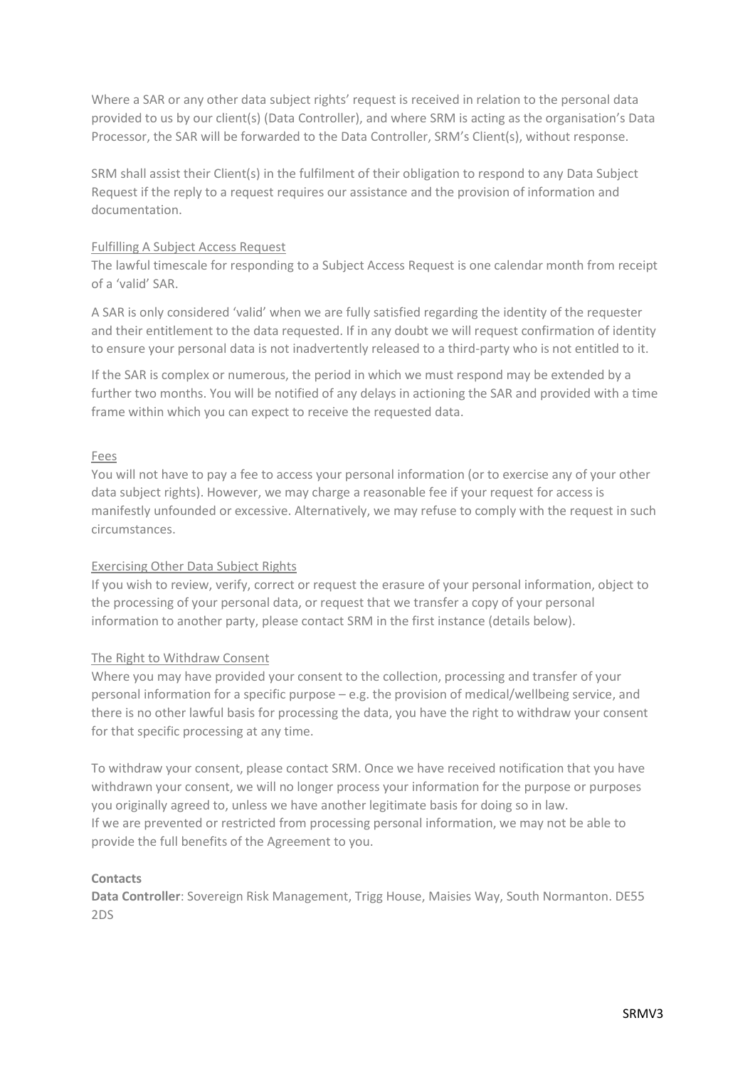Where a SAR or any other data subject rights' request is received in relation to the personal data provided to us by our client(s) (Data Controller), and where SRM is acting as the organisation's Data Processor, the SAR will be forwarded to the Data Controller, SRM's Client(s), without response.

SRM shall assist their Client(s) in the fulfilment of their obligation to respond to any Data Subject Request if the reply to a request requires our assistance and the provision of information and documentation.

### Fulfilling A Subject Access Request

The lawful timescale for responding to a Subject Access Request is one calendar month from receipt of a 'valid' SAR.

A SAR is only considered 'valid' when we are fully satisfied regarding the identity of the requester and their entitlement to the data requested. If in any doubt we will request confirmation of identity to ensure your personal data is not inadvertently released to a third-party who is not entitled to it.

If the SAR is complex or numerous, the period in which we must respond may be extended by a further two months. You will be notified of any delays in actioning the SAR and provided with a time frame within which you can expect to receive the requested data.

### Fees

You will not have to pay a fee to access your personal information (or to exercise any of your other data subject rights). However, we may charge a reasonable fee if your request for access is manifestly unfounded or excessive. Alternatively, we may refuse to comply with the request in such circumstances.

### Exercising Other Data Subject Rights

If you wish to review, verify, correct or request the erasure of your personal information, object to the processing of your personal data, or request that we transfer a copy of your personal information to another party, please contact SRM in the first instance (details below).

### The Right to Withdraw Consent

Where you may have provided your consent to the collection, processing and transfer of your personal information for a specific purpose – e.g. the provision of medical/wellbeing service, and there is no other lawful basis for processing the data, you have the right to withdraw your consent for that specific processing at any time.

To withdraw your consent, please contact SRM. Once we have received notification that you have withdrawn your consent, we will no longer process your information for the purpose or purposes you originally agreed to, unless we have another legitimate basis for doing so in law.
If we are prevented or restricted from processing personal information, we may not be able to provide the full benefits of the Agreement to you.

**Contacts**

**Data Controller**: Sovereign Risk Management, Trigg House, Maisies Way, South Normanton. DE55 2DS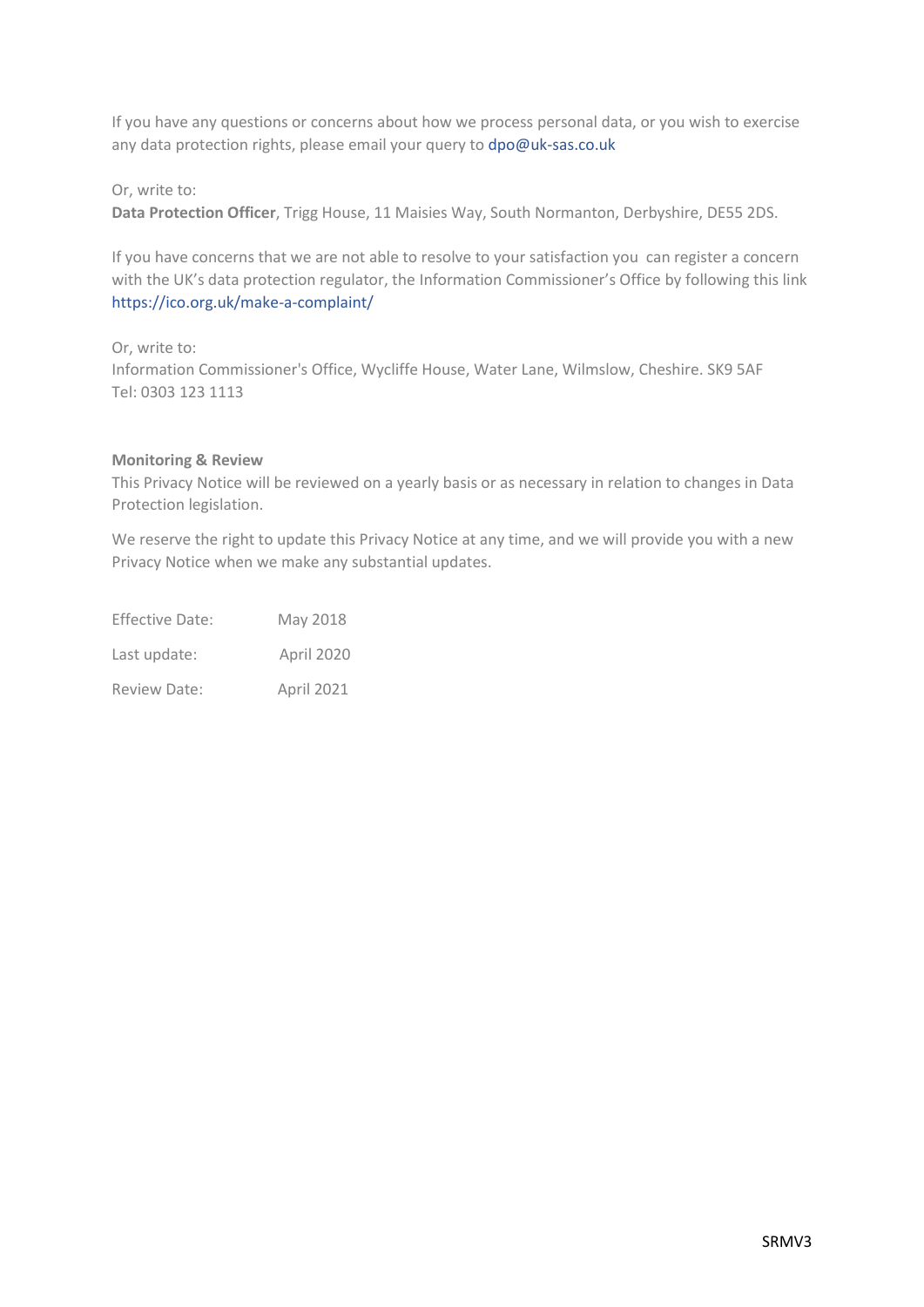If you have any questions or concerns about how we process personal data, or you wish to exercise any data protection rights, please email your query to dpo@uk-sas.co.uk

Or, write to:
**Data Protection Officer**, Trigg House, 11 Maisies Way, South Normanton, Derbyshire, DE55 2DS.

If you have concerns that we are not able to resolve to your satisfaction you can register a concern with the UK's data protection regulator, the Information Commissioner's Office by following this link https://ico.org.uk/make-a-complaint/

Or, write to:
Information Commissioner's Office, Wycliffe House, Water Lane, Wilmslow, Cheshire. SK9 5AF
Tel: 0303 123 1113

**Monitoring & Review**

This Privacy Notice will be reviewed on a yearly basis or as necessary in relation to changes in Data Protection legislation.

We reserve the right to update this Privacy Notice at any time, and we will provide you with a new Privacy Notice when we make any substantial updates.

| | |
|---|---|
| Effective Date: | May 2018 |
| Last update: | April 2020 |
| Review Date: | April 2021 |

SRMV3